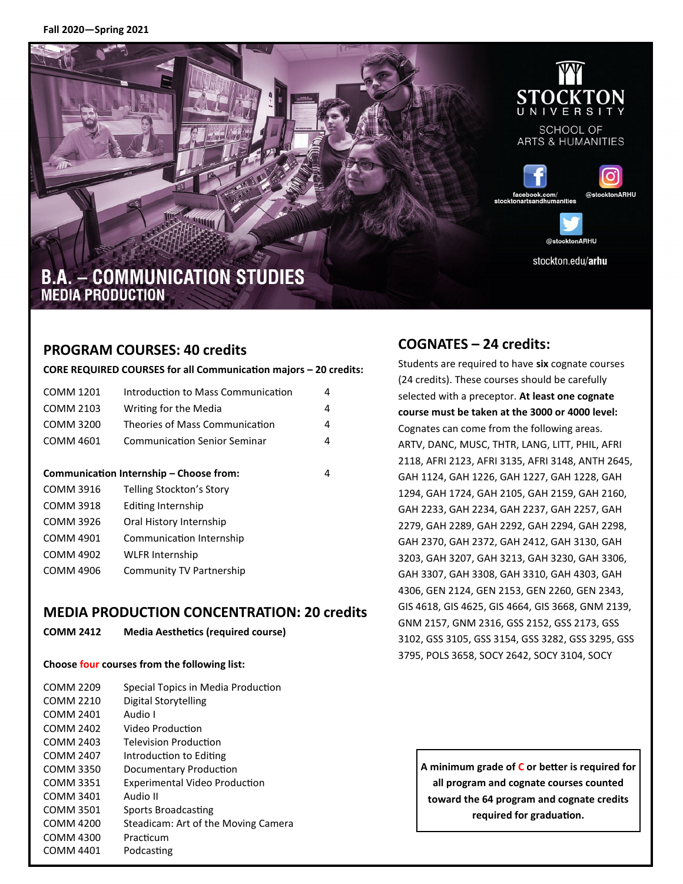Fall 2020—Spring 2021

STOCKTON UNIVERSITY

SCHOOL OF ARTS & HUMANITIES

facebook.com/stocktonartsandhumanities

@stocktonARHU

@stocktonARHU

stockton.edu/arhu

# B.A. – COMMUNICATION STUDIES
## MEDIA PRODUCTION

## PROGRAM COURSES: 40 credits

**CORE REQUIRED COURSES for all Communication majors – 20 credits:**

| | | |
|---|---|---|
| COMM 1201 | Introduction to Mass Communication | 4 |
| COMM 2103 | Writing for the Media | 4 |
| COMM 3200 | Theories of Mass Communication | 4 |
| COMM 4601 | Communication Senior Seminar | 4 |

**Communication Internship – Choose from:** 4

| | |
|---|---|
| COMM 3916 | Telling Stockton's Story |
| COMM 3918 | Editing Internship |
| COMM 3926 | Oral History Internship |
| COMM 4901 | Communication Internship |
| COMM 4902 | WLFR Internship |
| COMM 4906 | Community TV Partnership |

## MEDIA PRODUCTION CONCENTRATION: 20 credits

**COMM 2412 Media Aesthetics (required course)**

**Choose four courses from the following list:**

| | |
|---|---|
| COMM 2209 | Special Topics in Media Production |
| COMM 2210 | Digital Storytelling |
| COMM 2401 | Audio I |
| COMM 2402 | Video Production |
| COMM 2403 | Television Production |
| COMM 2407 | Introduction to Editing |
| COMM 3350 | Documentary Production |
| COMM 3351 | Experimental Video Production |
| COMM 3401 | Audio II |
| COMM 3501 | Sports Broadcasting |
| COMM 4200 | Steadicam: Art of the Moving Camera |
| COMM 4300 | Practicum |
| COMM 4401 | Podcasting |

## COGNATES – 24 credits:

Students are required to have **six** cognate courses (24 credits). These courses should be carefully selected with a preceptor. **At least one cognate course must be taken at the 3000 or 4000 level:** Cognates can come from the following areas. ARTV, DANC, MUSC, THTR, LANG, LITT, PHIL, AFRI 2118, AFRI 2123, AFRI 3135, AFRI 3148, ANTH 2645, GAH 1124, GAH 1226, GAH 1227, GAH 1228, GAH 1294, GAH 1724, GAH 2105, GAH 2159, GAH 2160, GAH 2233, GAH 2234, GAH 2237, GAH 2257, GAH 2279, GAH 2289, GAH 2292, GAH 2294, GAH 2298, GAH 2370, GAH 2372, GAH 2412, GAH 3130, GAH 3203, GAH 3207, GAH 3213, GAH 3230, GAH 3306, GAH 3307, GAH 3308, GAH 3310, GAH 4303, GAH 4306, GEN 2124, GEN 2153, GEN 2260, GEN 2343, GIS 4618, GIS 4625, GIS 4664, GIS 3668, GNM 2139, GNM 2157, GNM 2316, GSS 2152, GSS 2173, GSS 3102, GSS 3105, GSS 3154, GSS 3282, GSS 3295, GSS 3795, POLS 3658, SOCY 2642, SOCY 3104, SOCY

**A minimum grade of C or better is required for all program and cognate courses counted toward the 64 program and cognate credits required for graduation.**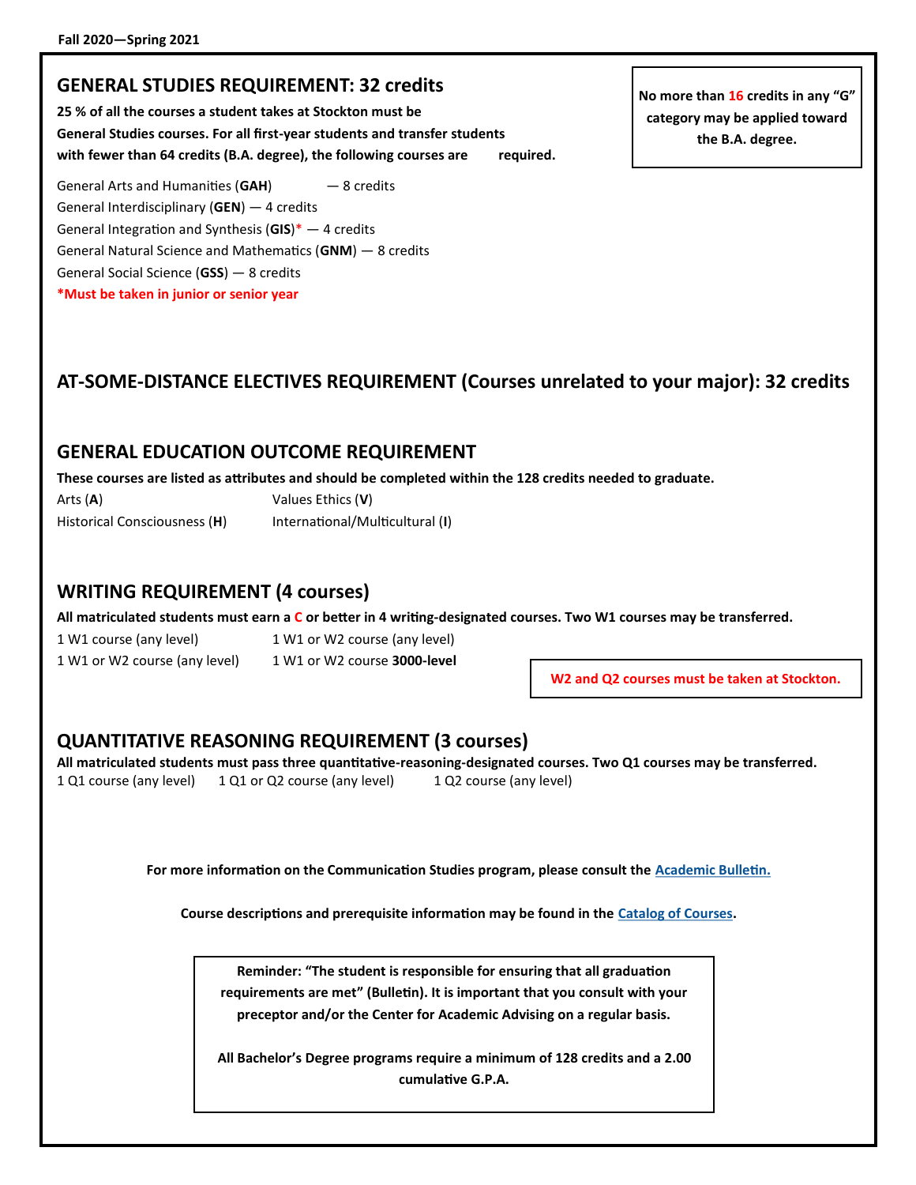Fall 2020—Spring 2021

## GENERAL STUDIES REQUIREMENT: 32 credits

**25 % of all the courses a student takes at Stockton must be General Studies courses. For all first-year students and transfer students with fewer than 64 credits (B.A. degree), the following courses are required.**

**No more than 16 credits in any "G" category may be applied toward the B.A. degree.**

General Arts and Humanities (**GAH**) — 8 credits
General Interdisciplinary (**GEN**) — 4 credits
General Integration and Synthesis (**GIS**)* — 4 credits
General Natural Science and Mathematics (**GNM**) — 8 credits
General Social Science (**GSS**) — 8 credits
***Must be taken in junior or senior year**

## AT-SOME-DISTANCE ELECTIVES REQUIREMENT (Courses unrelated to your major): 32 credits

## GENERAL EDUCATION OUTCOME REQUIREMENT

**These courses are listed as attributes and should be completed within the 128 credits needed to graduate.**

| | |
|---|---|
| Arts (**A**) | Values Ethics (**V**) |
| Historical Consciousness (**H**) | International/Multicultural (**I**) |

## WRITING REQUIREMENT (4 courses)

**All matriculated students must earn a C or better in 4 writing-designated courses. Two W1 courses may be transferred.**

| | |
|---|---|
| 1 W1 course (any level) | 1 W1 or W2 course (any level) |
| 1 W1 or W2 course (any level) | 1 W1 or W2 course **3000-level** |

**W2 and Q2 courses must be taken at Stockton.**

## QUANTITATIVE REASONING REQUIREMENT (3 courses)

**All matriculated students must pass three quantitative-reasoning-designated courses. Two Q1 courses may be transferred.**

1 Q1 course (any level)   1 Q1 or Q2 course (any level)   1 Q2 course (any level)

**For more information on the Communication Studies program, please consult the Academic Bulletin.**

**Course descriptions and prerequisite information may be found in the Catalog of Courses.**

**Reminder: "The student is responsible for ensuring that all graduation requirements are met" (Bulletin). It is important that you consult with your preceptor and/or the Center for Academic Advising on a regular basis.**

**All Bachelor's Degree programs require a minimum of 128 credits and a 2.00 cumulative G.P.A.**